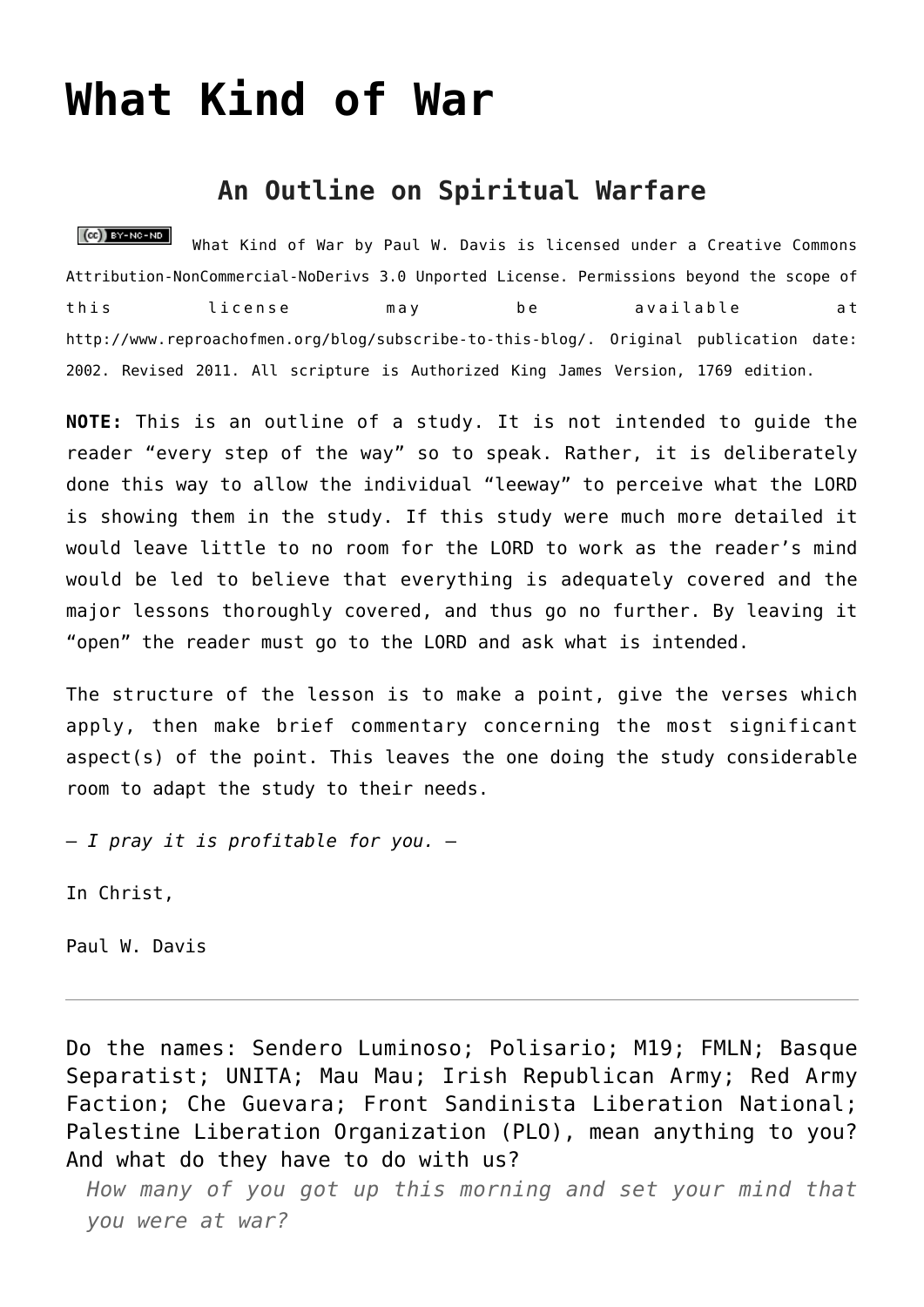# What Kind of War

## An Outline on Spiritual Warfare

What Kind of War by Paul W. Davis is licensed under a Creative Commons Attribution-NonCommercial-NoDerivs 3.0 Unported License. Permissions beyond the scope of this license may be available at http://www.reproachofmen.org/blog/subscribe-to-this-blog/. Original publication date: 2002. Revised 2011. All scripture is Authorized King James Version, 1769 edition.

**NOTE:** This is an outline of a study. It is not intended to guide the reader "every step of the way" so to speak. Rather, it is deliberately done this way to allow the individual "leeway" to perceive what the LORD is showing them in the study. If this study were much more detailed it would leave little to no room for the LORD to work as the reader's mind would be led to believe that everything is adequately covered and the major lessons thoroughly covered, and thus go no further. By leaving it "open" the reader must go to the LORD and ask what is intended.

The structure of the lesson is to make a point, give the verses which apply, then make brief commentary concerning the most significant aspect(s) of the point. This leaves the one doing the study considerable room to adapt the study to their needs.

– *I pray it is profitable for you.* –

In Christ,

Paul W. Davis

---

Do the names: Sendero Luminoso; Polisario; M19; FMLN; Basque Separatist; UNITA; Mau Mau; Irish Republican Army; Red Army Faction; Che Guevara; Front Sandinista Liberation National; Palestine Liberation Organization (PLO), mean anything to you? And what do they have to do with us?

> *How many of you got up this morning and set your mind that you were at war?*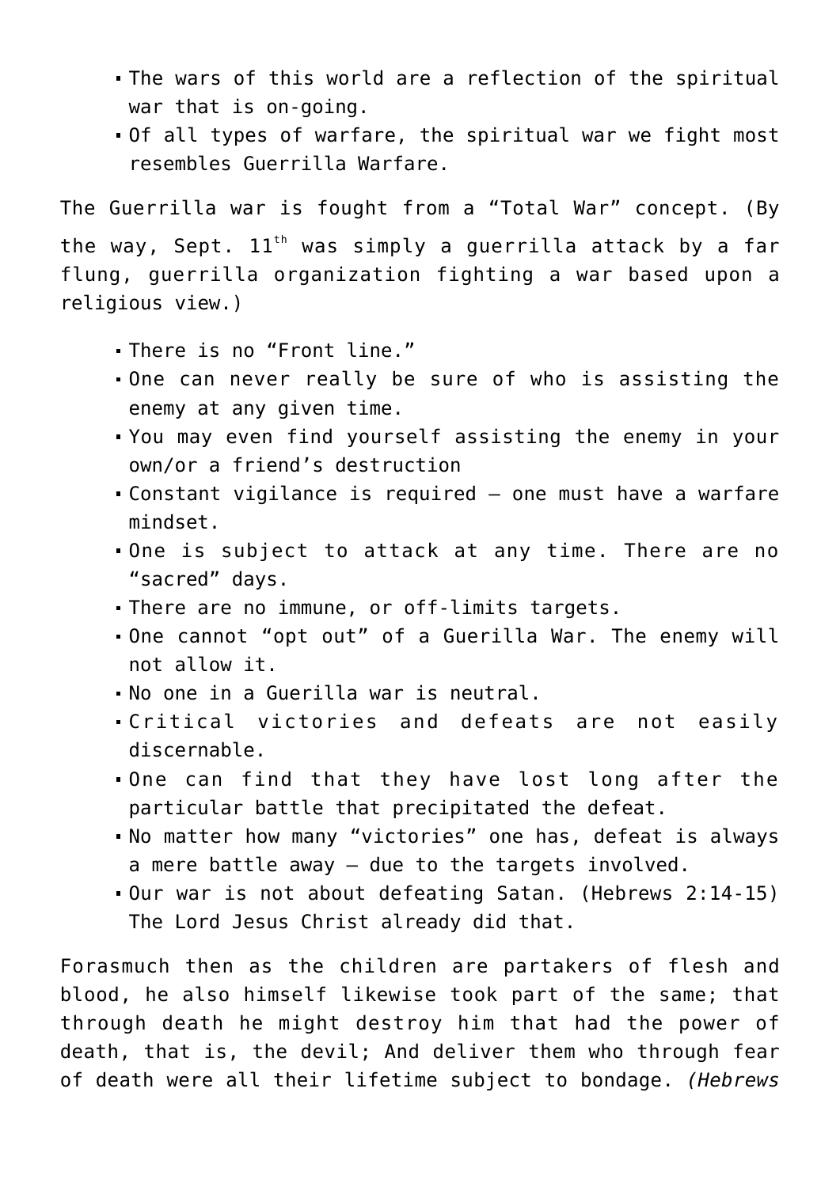- The wars of this world are a reflection of the spiritual war that is on-going.
- Of all types of warfare, the spiritual war we fight most resembles Guerrilla Warfare.

The Guerrilla war is fought from a "Total War" concept. (By the way, Sept. 11th was simply a guerrilla attack by a far flung, guerrilla organization fighting a war based upon a religious view.)

- There is no "Front line."
- One can never really be sure of who is assisting the enemy at any given time.
- You may even find yourself assisting the enemy in your own/or a friend's destruction
- Constant vigilance is required – one must have a warfare mindset.
- One is subject to attack at any time. There are no "sacred" days.
- There are no immune, or off-limits targets.
- One cannot "opt out" of a Guerilla War. The enemy will not allow it.
- No one in a Guerilla war is neutral.
- Critical victories and defeats are not easily discernable.
- One can find that they have lost long after the particular battle that precipitated the defeat.
- No matter how many "victories" one has, defeat is always a mere battle away – due to the targets involved.
- Our war is not about defeating Satan. (Hebrews 2:14-15) The Lord Jesus Christ already did that.

Forasmuch then as the children are partakers of flesh and blood, he also himself likewise took part of the same; that through death he might destroy him that had the power of death, that is, the devil; And deliver them who through fear of death were all their lifetime subject to bondage. *(Hebrews*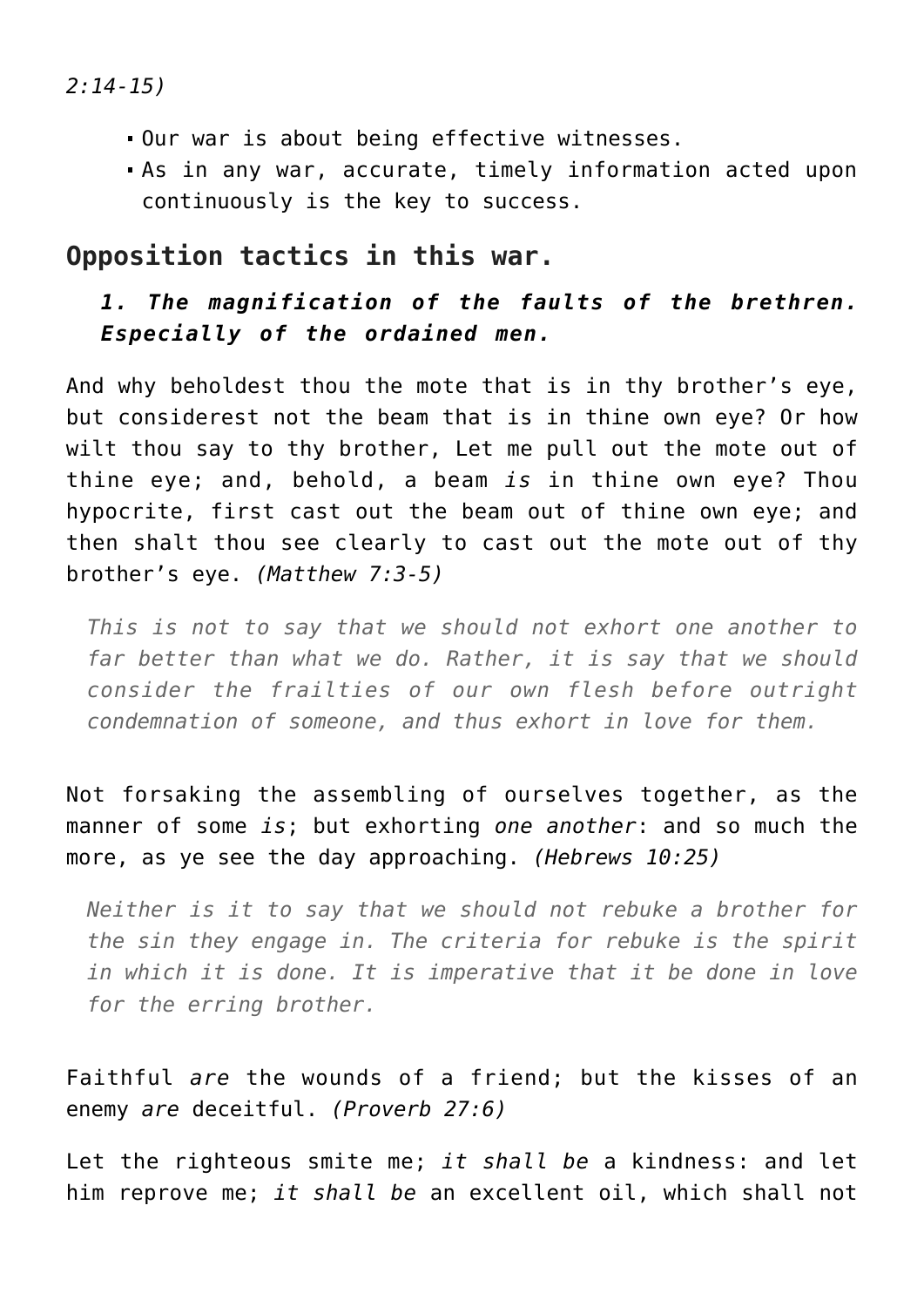*2:14-15)*

- Our war is about being effective witnesses.
- As in any war, accurate, timely information acted upon continuously is the key to success.

## Opposition tactics in this war.

### *1. The magnification of the faults of the brethren. Especially of the ordained men.*

And why beholdest thou the mote that is in thy brother's eye, but considerest not the beam that is in thine own eye? Or how wilt thou say to thy brother, Let me pull out the mote out of thine eye; and, behold, a beam *is* in thine own eye? Thou hypocrite, first cast out the beam out of thine own eye; and then shalt thou see clearly to cast out the mote out of thy brother's eye. *(Matthew 7:3-5)*

> *This is not to say that we should not exhort one another to far better than what we do. Rather, it is say that we should consider the frailties of our own flesh before outright condemnation of someone, and thus exhort in love for them.*

Not forsaking the assembling of ourselves together, as the manner of some *is*; but exhorting *one another*: and so much the more, as ye see the day approaching. *(Hebrews 10:25)*

> *Neither is it to say that we should not rebuke a brother for the sin they engage in. The criteria for rebuke is the spirit in which it is done. It is imperative that it be done in love for the erring brother.*

Faithful *are* the wounds of a friend; but the kisses of an enemy *are* deceitful. *(Proverb 27:6)*

Let the righteous smite me; *it shall be* a kindness: and let him reprove me; *it shall be* an excellent oil, which shall not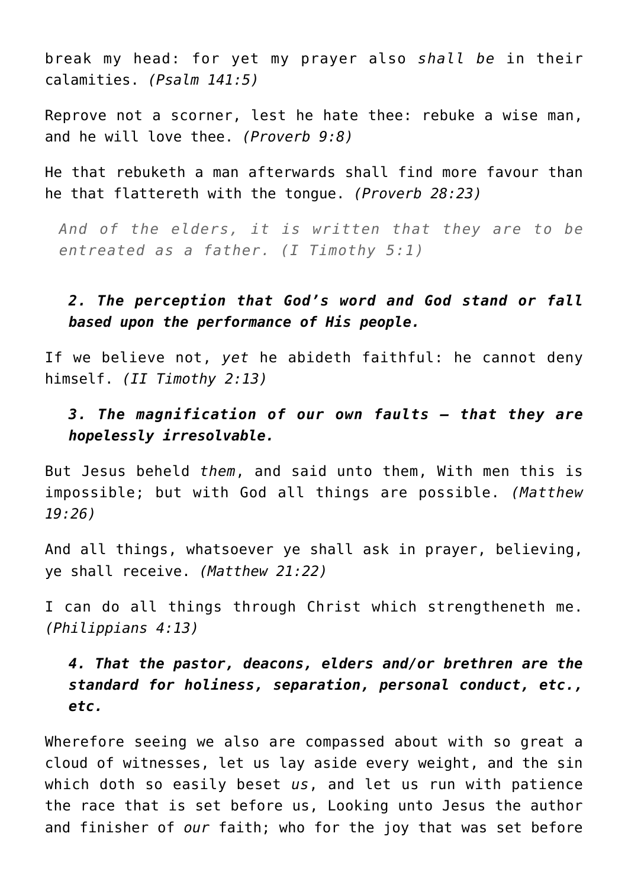break my head: for yet my prayer also *shall be* in their calamities. *(Psalm 141:5)*

Reprove not a scorner, lest he hate thee: rebuke a wise man, and he will love thee. *(Proverb 9:8)*

He that rebuketh a man afterwards shall find more favour than he that flattereth with the tongue. *(Proverb 28:23)*

> *And of the elders, it is written that they are to be entreated as a father. (I Timothy 5:1)*

### *2. The perception that God's word and God stand or fall based upon the performance of His people.*

If we believe not, *yet* he abideth faithful: he cannot deny himself. *(II Timothy 2:13)*

### *3. The magnification of our own faults – that they are hopelessly irresolvable.*

But Jesus beheld *them*, and said unto them, With men this is impossible; but with God all things are possible. *(Matthew 19:26)*

And all things, whatsoever ye shall ask in prayer, believing, ye shall receive. *(Matthew 21:22)*

I can do all things through Christ which strengtheneth me. *(Philippians 4:13)*

### *4. That the pastor, deacons, elders and/or brethren are the standard for holiness, separation, personal conduct, etc., etc.*

Wherefore seeing we also are compassed about with so great a cloud of witnesses, let us lay aside every weight, and the sin which doth so easily beset *us*, and let us run with patience the race that is set before us, Looking unto Jesus the author and finisher of *our* faith; who for the joy that was set before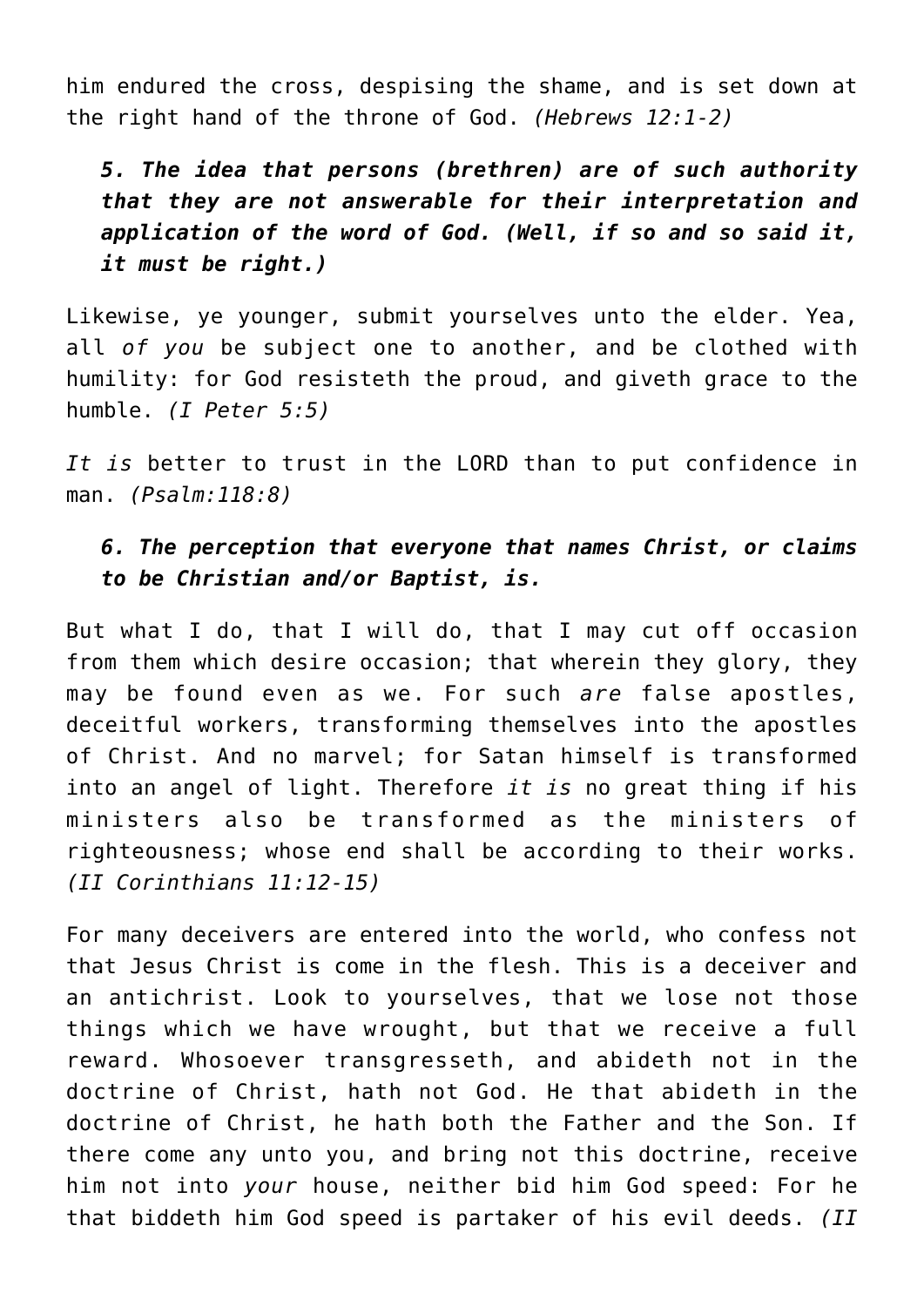him endured the cross, despising the shame, and is set down at the right hand of the throne of God. *(Hebrews 12:1-2)*

> ***5. The idea that persons (brethren) are of such authority that they are not answerable for their interpretation and application of the word of God. (Well, if so and so said it, it must be right.)***

Likewise, ye younger, submit yourselves unto the elder. Yea, all *of you* be subject one to another, and be clothed with humility: for God resisteth the proud, and giveth grace to the humble. *(I Peter 5:5)*

*It is* better to trust in the LORD than to put confidence in man. *(Psalm:118:8)*

> ***6. The perception that everyone that names Christ, or claims to be Christian and/or Baptist, is.***

But what I do, that I will do, that I may cut off occasion from them which desire occasion; that wherein they glory, they may be found even as we. For such *are* false apostles, deceitful workers, transforming themselves into the apostles of Christ. And no marvel; for Satan himself is transformed into an angel of light. Therefore *it is* no great thing if his ministers also be transformed as the ministers of righteousness; whose end shall be according to their works. *(II Corinthians 11:12-15)*

For many deceivers are entered into the world, who confess not that Jesus Christ is come in the flesh. This is a deceiver and an antichrist. Look to yourselves, that we lose not those things which we have wrought, but that we receive a full reward. Whosoever transgresseth, and abideth not in the doctrine of Christ, hath not God. He that abideth in the doctrine of Christ, he hath both the Father and the Son. If there come any unto you, and bring not this doctrine, receive him not into *your* house, neither bid him God speed: For he that biddeth him God speed is partaker of his evil deeds. *(II*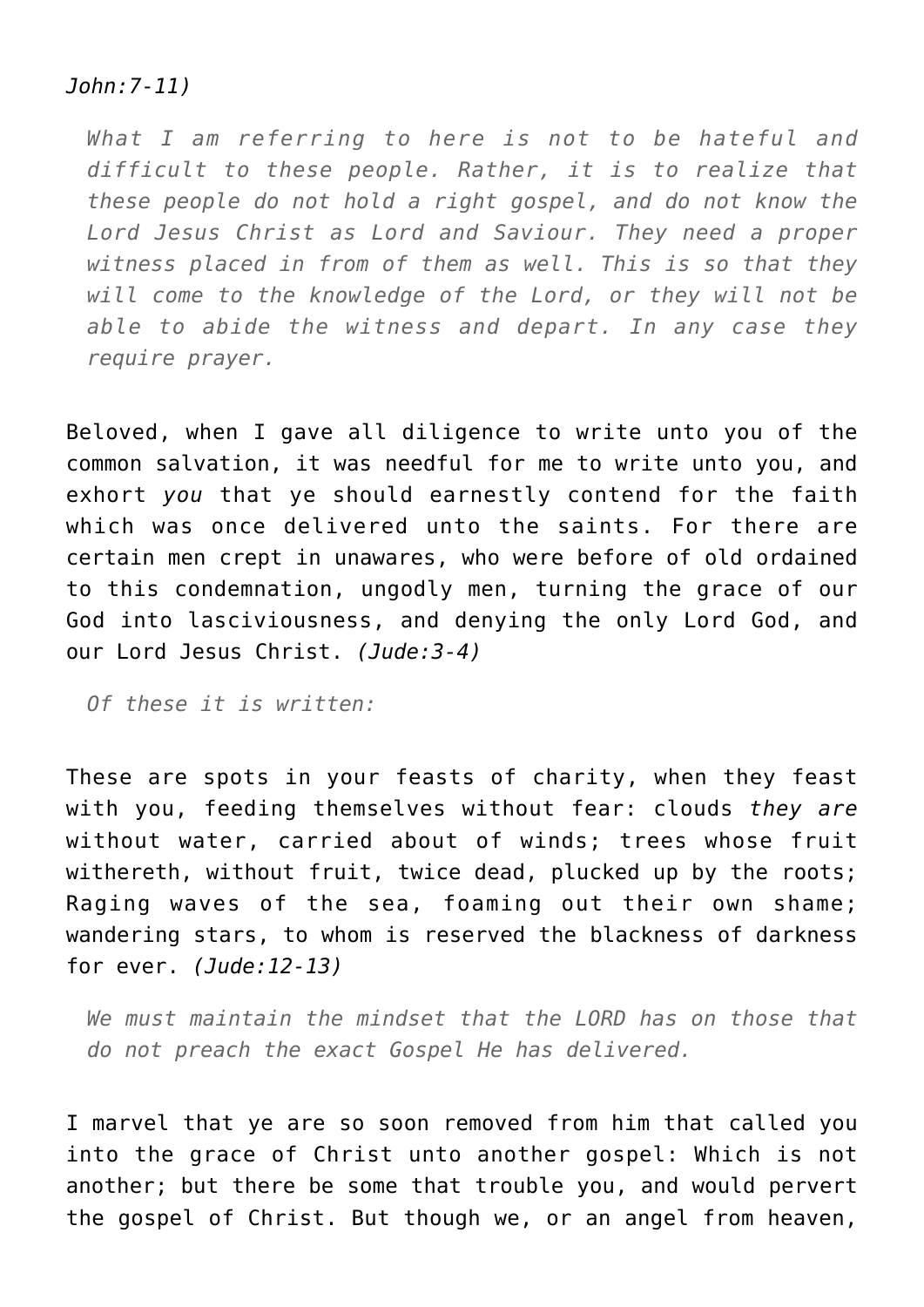*John:7-11)*

> *What I am referring to here is not to be hateful and difficult to these people. Rather, it is to realize that these people do not hold a right gospel, and do not know the Lord Jesus Christ as Lord and Saviour. They need a proper witness placed in from of them as well. This is so that they will come to the knowledge of the Lord, or they will not be able to abide the witness and depart. In any case they require prayer.*

Beloved, when I gave all diligence to write unto you of the common salvation, it was needful for me to write unto you, and exhort *you* that ye should earnestly contend for the faith which was once delivered unto the saints. For there are certain men crept in unawares, who were before of old ordained to this condemnation, ungodly men, turning the grace of our God into lasciviousness, and denying the only Lord God, and our Lord Jesus Christ. *(Jude:3-4)*

> *Of these it is written:*

These are spots in your feasts of charity, when they feast with you, feeding themselves without fear: clouds *they are* without water, carried about of winds; trees whose fruit withereth, without fruit, twice dead, plucked up by the roots; Raging waves of the sea, foaming out their own shame; wandering stars, to whom is reserved the blackness of darkness for ever. *(Jude:12-13)*

> *We must maintain the mindset that the LORD has on those that do not preach the exact Gospel He has delivered.*

I marvel that ye are so soon removed from him that called you into the grace of Christ unto another gospel: Which is not another; but there be some that trouble you, and would pervert the gospel of Christ. But though we, or an angel from heaven,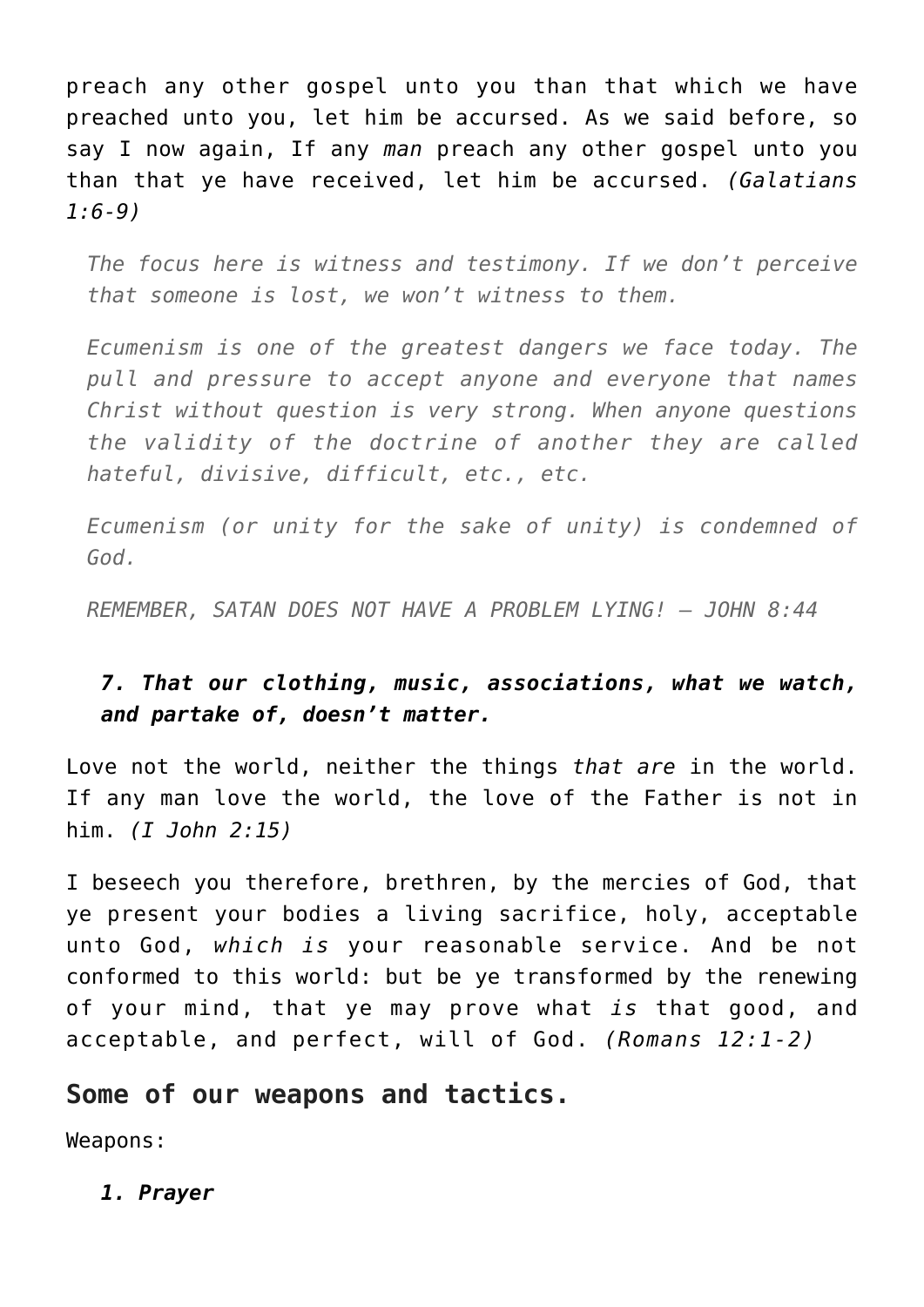preach any other gospel unto you than that which we have preached unto you, let him be accursed. As we said before, so say I now again, If any *man* preach any other gospel unto you than that ye have received, let him be accursed. *(Galatians 1:6-9)*

> *The focus here is witness and testimony. If we don't perceive that someone is lost, we won't witness to them.*
>
> *Ecumenism is one of the greatest dangers we face today. The pull and pressure to accept anyone and everyone that names Christ without question is very strong. When anyone questions the validity of the doctrine of another they are called hateful, divisive, difficult, etc., etc.*
>
> *Ecumenism (or unity for the sake of unity) is condemned of God.*
>
> *REMEMBER, SATAN DOES NOT HAVE A PROBLEM LYING! – JOHN 8:44*

> ***7. That our clothing, music, associations, what we watch, and partake of, doesn't matter.***

Love not the world, neither the things *that are* in the world. If any man love the world, the love of the Father is not in him. *(I John 2:15)*

I beseech you therefore, brethren, by the mercies of God, that ye present your bodies a living sacrifice, holy, acceptable unto God, *which is* your reasonable service. And be not conformed to this world: but be ye transformed by the renewing of your mind, that ye may prove what *is* that good, and acceptable, and perfect, will of God. *(Romans 12:1-2)*

## Some of our weapons and tactics.

Weapons:

> ***1. Prayer***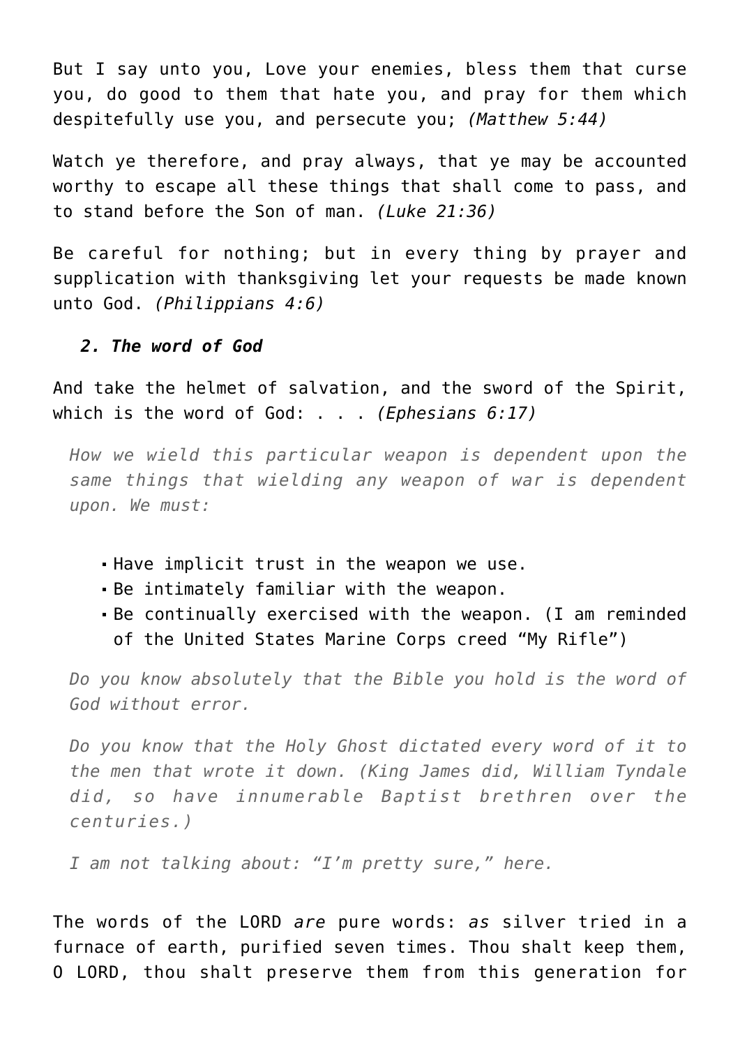But I say unto you, Love your enemies, bless them that curse you, do good to them that hate you, and pray for them which despitefully use you, and persecute you; *(Matthew 5:44)*

Watch ye therefore, and pray always, that ye may be accounted worthy to escape all these things that shall come to pass, and to stand before the Son of man. *(Luke 21:36)*

Be careful for nothing; but in every thing by prayer and supplication with thanksgiving let your requests be made known unto God. *(Philippians 4:6)*

***2. The word of God***

And take the helmet of salvation, and the sword of the Spirit, which is the word of God: . . . *(Ephesians 6:17)*

> *How we wield this particular weapon is dependent upon the same things that wielding any weapon of war is dependent upon. We must:*
>
> - Have implicit trust in the weapon we use.
> - Be intimately familiar with the weapon.
> - Be continually exercised with the weapon. (I am reminded of the United States Marine Corps creed "My Rifle")
>
> *Do you know absolutely that the Bible you hold is the word of God without error.*
>
> *Do you know that the Holy Ghost dictated every word of it to the men that wrote it down. (King James did, William Tyndale did, so have innumerable Baptist brethren over the centuries.)*
>
> *I am not talking about: "I'm pretty sure," here.*

The words of the LORD *are* pure words: *as* silver tried in a furnace of earth, purified seven times. Thou shalt keep them, O LORD, thou shalt preserve them from this generation for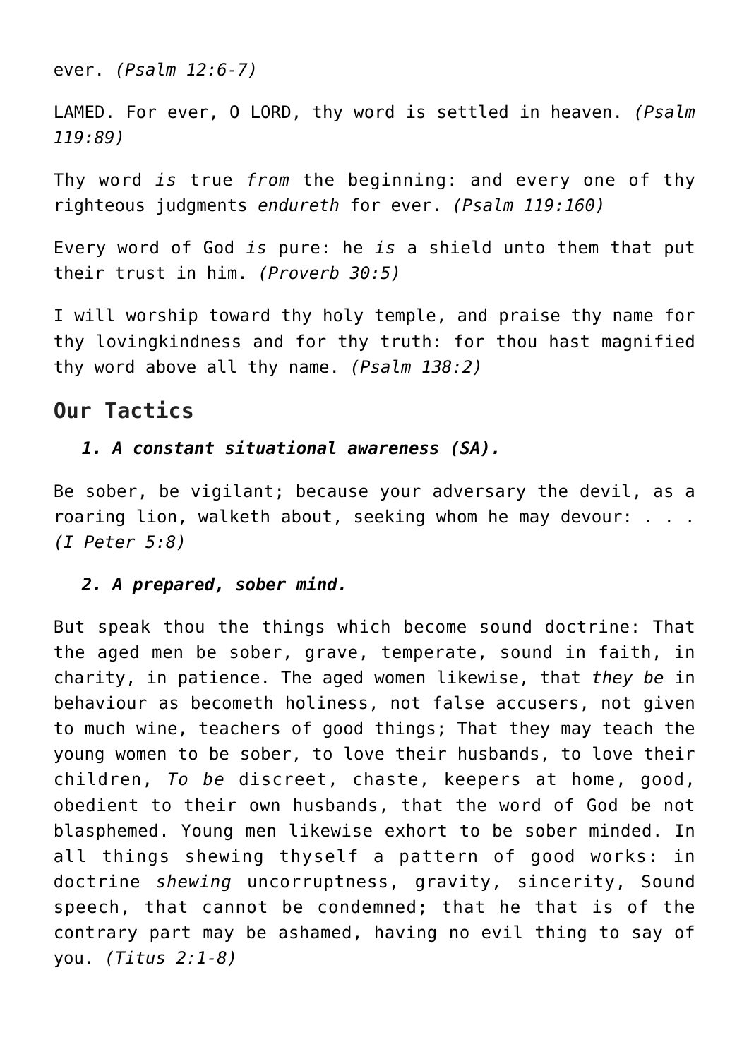ever. *(Psalm 12:6-7)*

LAMED. For ever, O LORD, thy word is settled in heaven. *(Psalm 119:89)*

Thy word *is* true *from* the beginning: and every one of thy righteous judgments *endureth* for ever. *(Psalm 119:160)*

Every word of God *is* pure: he *is* a shield unto them that put their trust in him. *(Proverb 30:5)*

I will worship toward thy holy temple, and praise thy name for thy lovingkindness and for thy truth: for thou hast magnified thy word above all thy name. *(Psalm 138:2)*

## Our Tactics

***1. A constant situational awareness (SA).***

Be sober, be vigilant; because your adversary the devil, as a roaring lion, walketh about, seeking whom he may devour: . . . *(I Peter 5:8)*

***2. A prepared, sober mind.***

But speak thou the things which become sound doctrine: That the aged men be sober, grave, temperate, sound in faith, in charity, in patience. The aged women likewise, that *they be* in behaviour as becometh holiness, not false accusers, not given to much wine, teachers of good things; That they may teach the young women to be sober, to love their husbands, to love their children, *To be* discreet, chaste, keepers at home, good, obedient to their own husbands, that the word of God be not blasphemed. Young men likewise exhort to be sober minded. In all things shewing thyself a pattern of good works: in doctrine *shewing* uncorruptness, gravity, sincerity, Sound speech, that cannot be condemned; that he that is of the contrary part may be ashamed, having no evil thing to say of you. *(Titus 2:1-8)*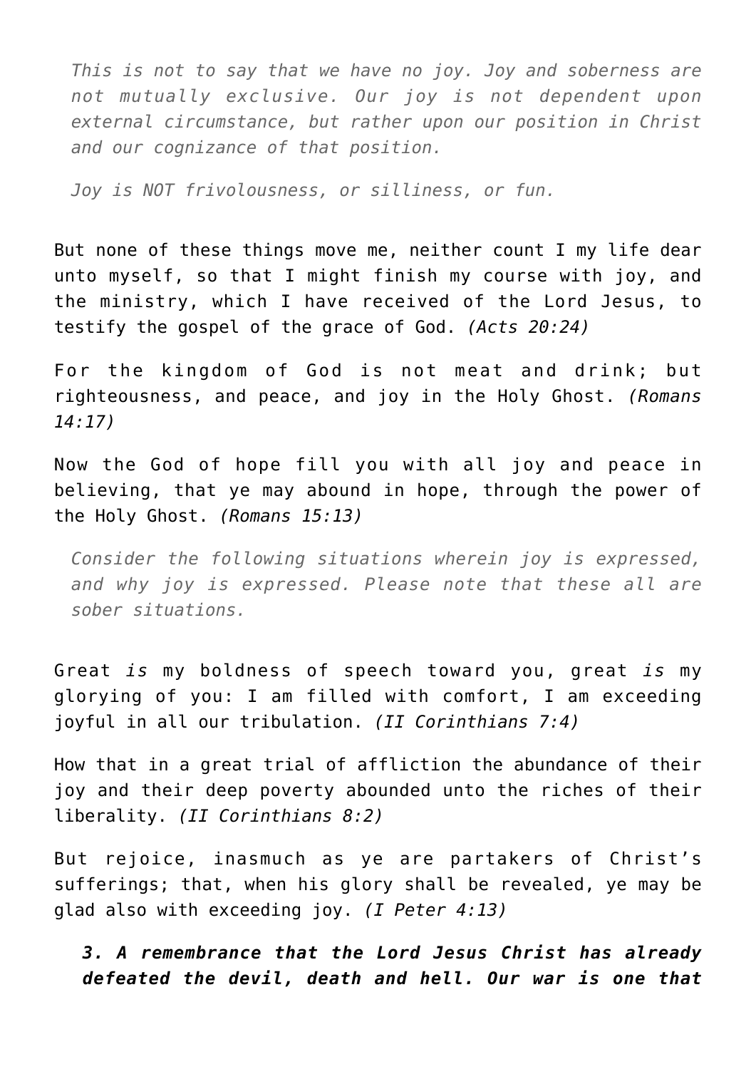> *This is not to say that we have no joy. Joy and soberness are not mutually exclusive. Our joy is not dependent upon external circumstance, but rather upon our position in Christ and our cognizance of that position.*
>
> *Joy is NOT frivolousness, or silliness, or fun.*

But none of these things move me, neither count I my life dear unto myself, so that I might finish my course with joy, and the ministry, which I have received of the Lord Jesus, to testify the gospel of the grace of God. *(Acts 20:24)*

For the kingdom of God is not meat and drink; but righteousness, and peace, and joy in the Holy Ghost. *(Romans 14:17)*

Now the God of hope fill you with all joy and peace in believing, that ye may abound in hope, through the power of the Holy Ghost. *(Romans 15:13)*

> *Consider the following situations wherein joy is expressed, and why joy is expressed. Please note that these all are sober situations.*

Great *is* my boldness of speech toward you, great *is* my glorying of you: I am filled with comfort, I am exceeding joyful in all our tribulation. *(II Corinthians 7:4)*

How that in a great trial of affliction the abundance of their joy and their deep poverty abounded unto the riches of their liberality. *(II Corinthians 8:2)*

But rejoice, inasmuch as ye are partakers of Christ's sufferings; that, when his glory shall be revealed, ye may be glad also with exceeding joy. *(I Peter 4:13)*

> ***3. A remembrance that the Lord Jesus Christ has already defeated the devil, death and hell. Our war is one that***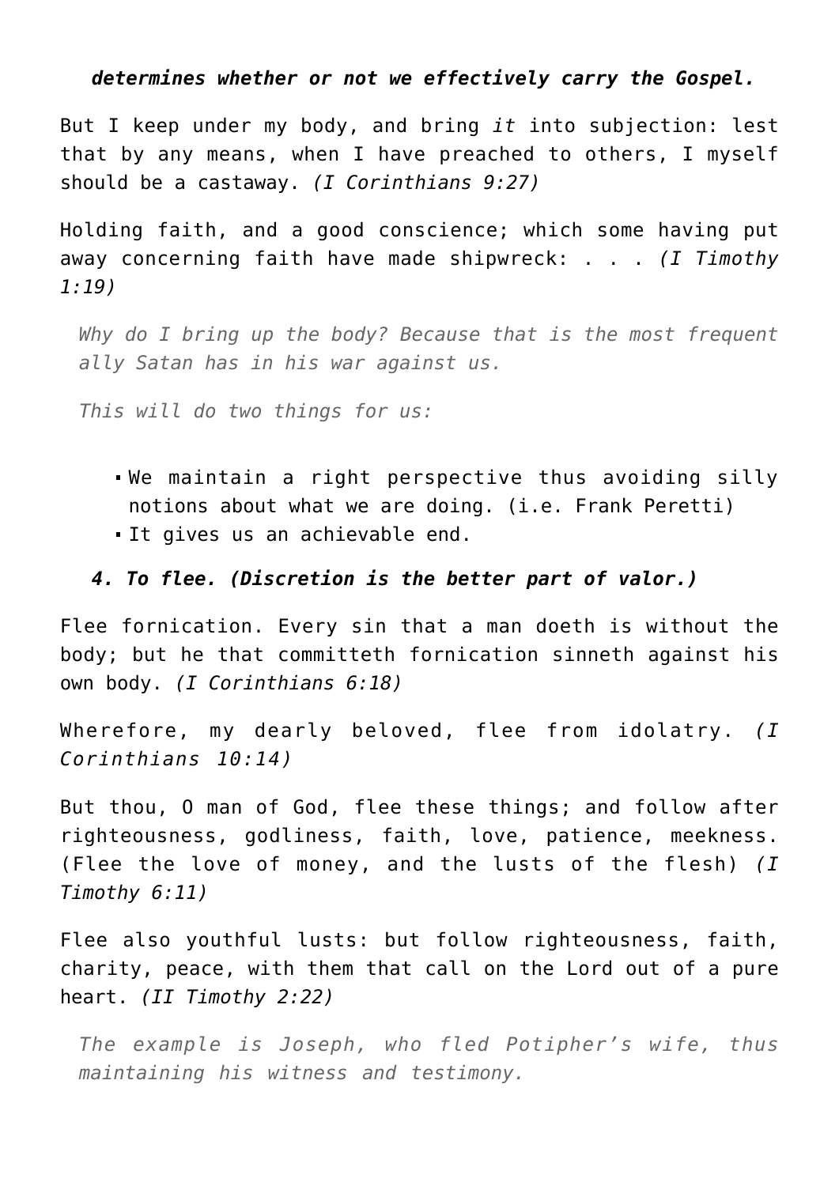***determines whether or not we effectively carry the Gospel.***

But I keep under my body, and bring *it* into subjection: lest that by any means, when I have preached to others, I myself should be a castaway. *(I Corinthians 9:27)*

Holding faith, and a good conscience; which some having put away concerning faith have made shipwreck: . . . *(I Timothy 1:19)*

> *Why do I bring up the body? Because that is the most frequent ally Satan has in his war against us.*
>
> *This will do two things for us:*

- We maintain a right perspective thus avoiding silly notions about what we are doing. (i.e. Frank Peretti)
- It gives us an achievable end.

***4. To flee. (Discretion is the better part of valor.)***

Flee fornication. Every sin that a man doeth is without the body; but he that committeth fornication sinneth against his own body. *(I Corinthians 6:18)*

Wherefore, my dearly beloved, flee from idolatry. *(I Corinthians 10:14)*

But thou, O man of God, flee these things; and follow after righteousness, godliness, faith, love, patience, meekness. (Flee the love of money, and the lusts of the flesh) *(I Timothy 6:11)*

Flee also youthful lusts: but follow righteousness, faith, charity, peace, with them that call on the Lord out of a pure heart. *(II Timothy 2:22)*

> *The example is Joseph, who fled Potipher's wife, thus maintaining his witness and testimony.*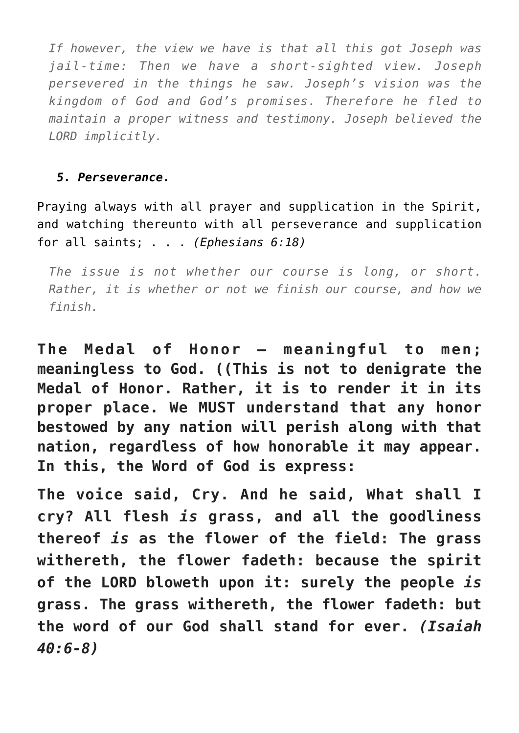*If however, the view we have is that all this got Joseph was jail-time: Then we have a short-sighted view. Joseph persevered in the things he saw. Joseph's vision was the kingdom of God and God's promises. Therefore he fled to maintain a proper witness and testimony. Joseph believed the LORD implicitly.*

***5. Perseverance.***

Praying always with all prayer and supplication in the Spirit, and watching thereunto with all perseverance and supplication for all saints; . . . *(Ephesians 6:18)*

*The issue is not whether our course is long, or short. Rather, it is whether or not we finish our course, and how we finish.*

**The Medal of Honor – meaningful to men; meaningless to God. ((This is not to denigrate the Medal of Honor. Rather, it is to render it in its proper place. We MUST understand that any honor bestowed by any nation will perish along with that nation, regardless of how honorable it may appear. In this, the Word of God is express:**

**The voice said, Cry. And he said, What shall I cry? All flesh *is* grass, and all the goodliness thereof *is* as the flower of the field: The grass withereth, the flower fadeth: because the spirit of the LORD bloweth upon it: surely the people *is* grass. The grass withereth, the flower fadeth: but the word of our God shall stand for ever. *(Isaiah 40:6-8)***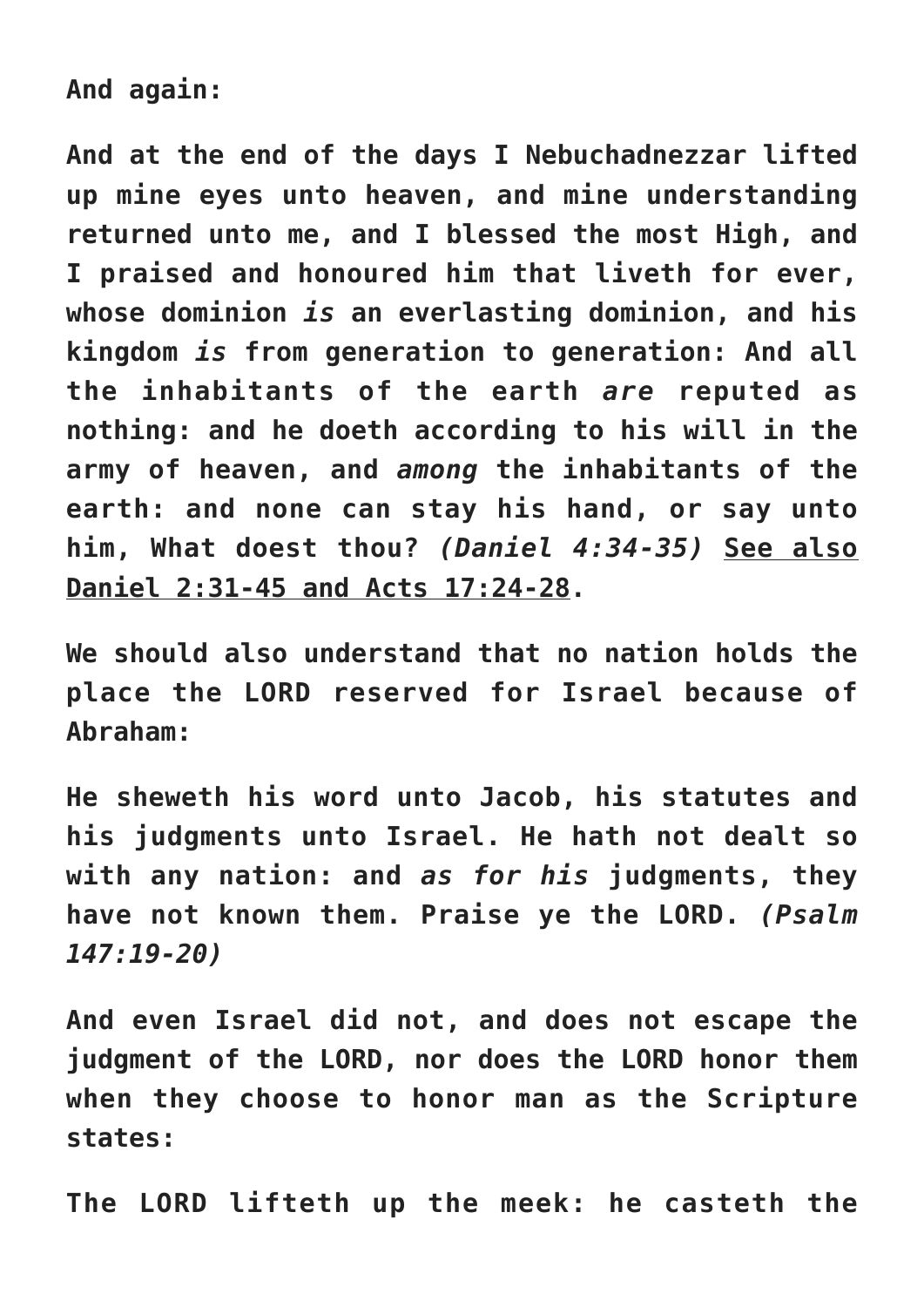**And again:**

**And at the end of the days I Nebuchadnezzar lifted up mine eyes unto heaven, and mine understanding returned unto me, and I blessed the most High, and I praised and honoured him that liveth for ever, whose dominion *is* an everlasting dominion, and his kingdom *is* from generation to generation: And all the inhabitants of the earth *are* reputed as nothing: and he doeth according to his will in the army of heaven, and *among* the inhabitants of the earth: and none can stay his hand, or say unto him, What doest thou? *(Daniel 4:34-35)* <u>See also Daniel 2:31-45 and Acts 17:24-28</u>.**

**We should also understand that no nation holds the place the LORD reserved for Israel because of Abraham:**

**He sheweth his word unto Jacob, his statutes and his judgments unto Israel. He hath not dealt so with any nation: and *as for his* judgments, they have not known them. Praise ye the LORD. *(Psalm 147:19-20)***

**And even Israel did not, and does not escape the judgment of the LORD, nor does the LORD honor them when they choose to honor man as the Scripture states:**

**The LORD lifteth up the meek: he casteth the**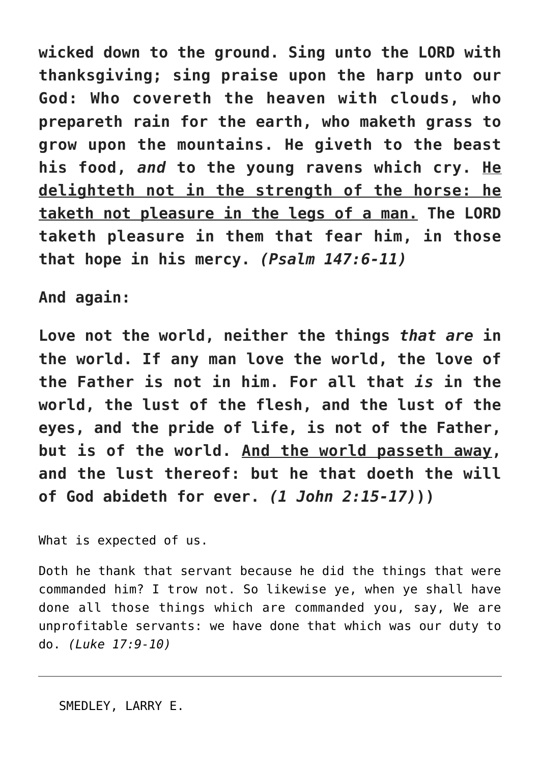**wicked down to the ground. Sing unto the LORD with thanksgiving; sing praise upon the harp unto our God: Who covereth the heaven with clouds, who prepareth rain for the earth, who maketh grass to grow upon the mountains. He giveth to the beast his food, *and* to the young ravens which cry. <u>He delighteth not in the strength of the horse: he taketh not pleasure in the legs of a man.</u> The LORD taketh pleasure in them that fear him, in those that hope in his mercy. *(Psalm 147:6-11)***

**And again:**

**Love not the world, neither the things *that are* in the world. If any man love the world, the love of the Father is not in him. For all that *is* in the world, the lust of the flesh, and the lust of the eyes, and the pride of life, is not of the Father, but is of the world. <u>And the world passeth away</u>, and the lust thereof: but he that doeth the will of God abideth for ever. *(1 John 2:15-17)*))**

What is expected of us.

Doth he thank that servant because he did the things that were commanded him? I trow not. So likewise ye, when ye shall have done all those things which are commanded you, say, We are unprofitable servants: we have done that which was our duty to do. *(Luke 17:9-10)*

---

SMEDLEY, LARRY E.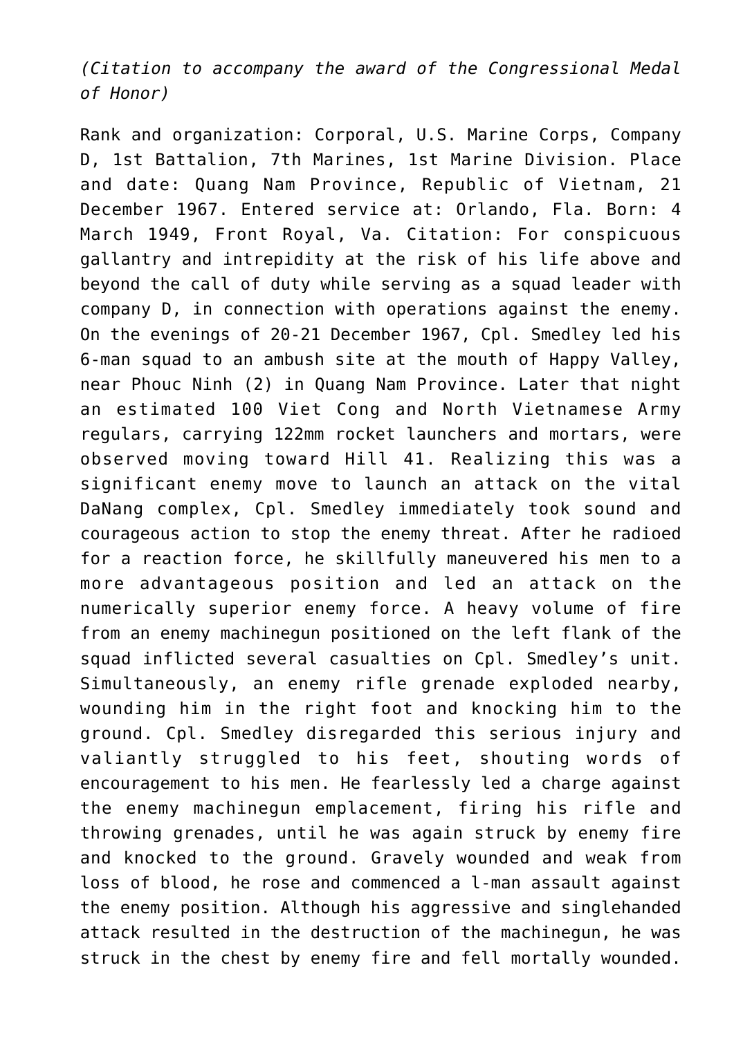*(Citation to accompany the award of the Congressional Medal of Honor)*

Rank and organization: Corporal, U.S. Marine Corps, Company D, 1st Battalion, 7th Marines, 1st Marine Division. Place and date: Quang Nam Province, Republic of Vietnam, 21 December 1967. Entered service at: Orlando, Fla. Born: 4 March 1949, Front Royal, Va. Citation: For conspicuous gallantry and intrepidity at the risk of his life above and beyond the call of duty while serving as a squad leader with company D, in connection with operations against the enemy. On the evenings of 20-21 December 1967, Cpl. Smedley led his 6-man squad to an ambush site at the mouth of Happy Valley, near Phouc Ninh (2) in Quang Nam Province. Later that night an estimated 100 Viet Cong and North Vietnamese Army regulars, carrying 122mm rocket launchers and mortars, were observed moving toward Hill 41. Realizing this was a significant enemy move to launch an attack on the vital DaNang complex, Cpl. Smedley immediately took sound and courageous action to stop the enemy threat. After he radioed for a reaction force, he skillfully maneuvered his men to a more advantageous position and led an attack on the numerically superior enemy force. A heavy volume of fire from an enemy machinegun positioned on the left flank of the squad inflicted several casualties on Cpl. Smedley's unit. Simultaneously, an enemy rifle grenade exploded nearby, wounding him in the right foot and knocking him to the ground. Cpl. Smedley disregarded this serious injury and valiantly struggled to his feet, shouting words of encouragement to his men. He fearlessly led a charge against the enemy machinegun emplacement, firing his rifle and throwing grenades, until he was again struck by enemy fire and knocked to the ground. Gravely wounded and weak from loss of blood, he rose and commenced a l-man assault against the enemy position. Although his aggressive and singlehanded attack resulted in the destruction of the machinegun, he was struck in the chest by enemy fire and fell mortally wounded.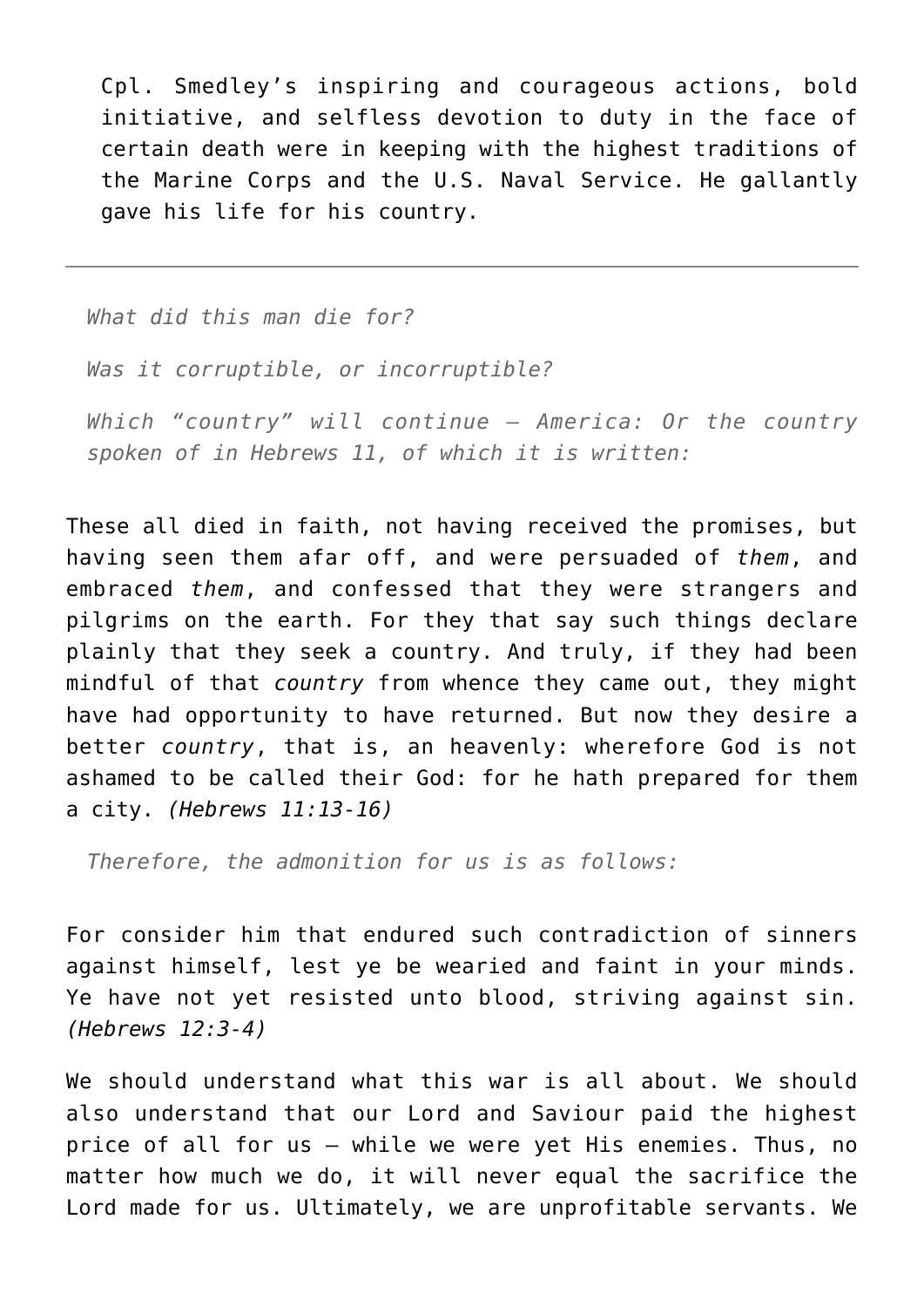> Cpl. Smedley’s inspiring and courageous actions, bold initiative, and selfless devotion to duty in the face of certain death were in keeping with the highest traditions of the Marine Corps and the U.S. Naval Service. He gallantly gave his life for his country.

---

*What did this man die for?*

*Was it corruptible, or incorruptible?*

*Which “country” will continue – America: Or the country spoken of in Hebrews 11, of which it is written:*

These all died in faith, not having received the promises, but having seen them afar off, and were persuaded of *them*, and embraced *them*, and confessed that they were strangers and pilgrims on the earth. For they that say such things declare plainly that they seek a country. And truly, if they had been mindful of that *country* from whence they came out, they might have had opportunity to have returned. But now they desire a better *country*, that is, an heavenly: wherefore God is not ashamed to be called their God: for he hath prepared for them a city. *(Hebrews 11:13-16)*

*Therefore, the admonition for us is as follows:*

For consider him that endured such contradiction of sinners against himself, lest ye be wearied and faint in your minds. Ye have not yet resisted unto blood, striving against sin. *(Hebrews 12:3-4)*

We should understand what this war is all about. We should also understand that our Lord and Saviour paid the highest price of all for us – while we were yet His enemies. Thus, no matter how much we do, it will never equal the sacrifice the Lord made for us. Ultimately, we are unprofitable servants. We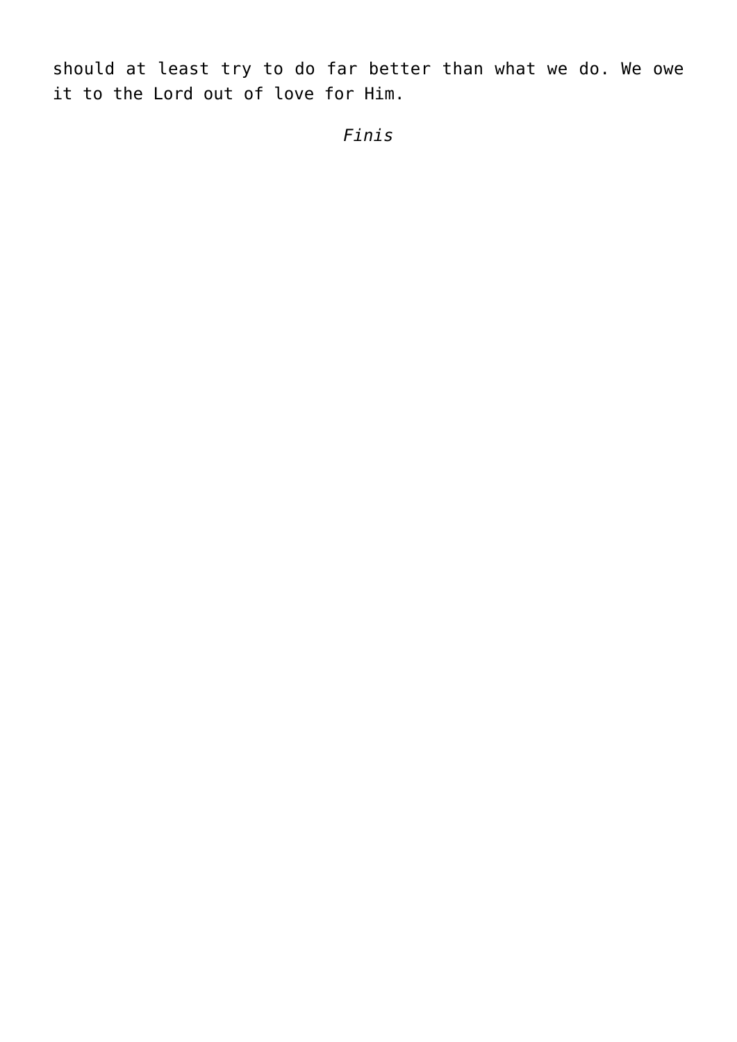should at least try to do far better than what we do. We owe it to the Lord out of love for Him.

*Finis*